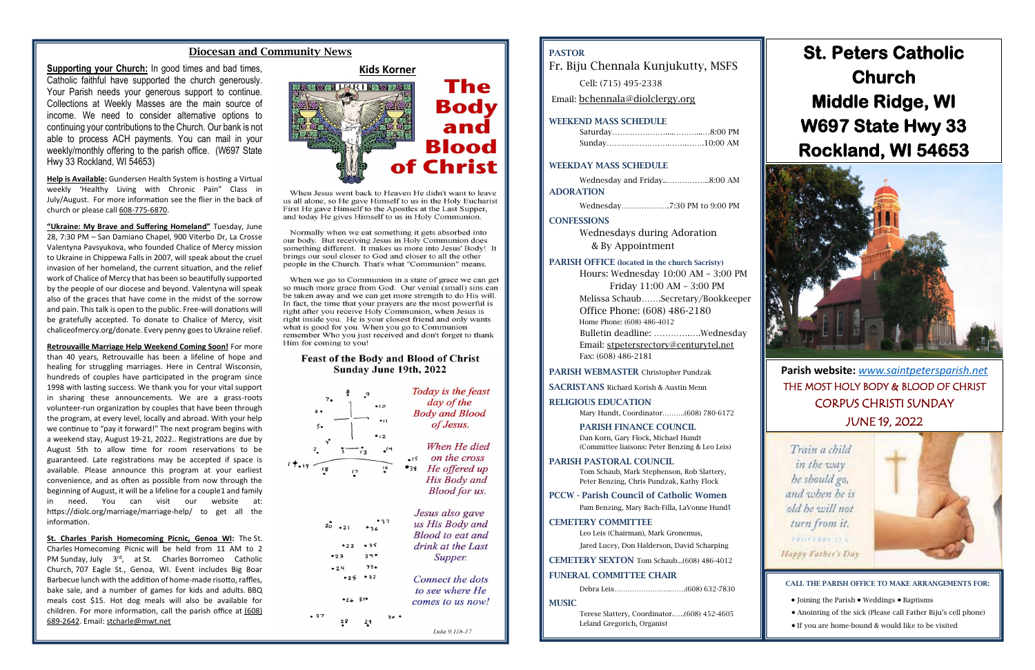## Diocesan and Community News

**Supporting your Church:** In good times and bad times, Catholic faithful have supported the church generously. Your Parish needs your generous support to continue. Collections at Weekly Masses are the main source of income. We need to consider alternative options to continuing your contributions to the Church. Our bank is not able to process ACH payments. You can mail in your weekly/monthly offering to the parish office. (W697 State Hwy 33 Rockland, WI 54653)

**Help is Available:** Gundersen Health System is hosting a Virtual weekly 'Healthy Living with Chronic Pain" Class in July/August. For more information see the flier in the back of church or please call 608-775-6870.

**"Ukraine: My Brave and Suffering Homeland"** Tuesday, June 28, 7:30 PM – San Damiano Chapel, 900 Viterbo Dr, La Crosse Valentyna Pavsyukova, who founded Chalice of Mercy mission to Ukraine in Chippewa Falls in 2007, will speak about the cruel invasion of her homeland, the current situation, and the relief work of Chalice of Mercy that has been so beautifully supported by the people of our diocese and beyond. Valentyna will speak also of the graces that have come in the midst of the sorrow and pain. This talk is open to the public. Free-will donations will be gratefully accepted. To donate to Chalice of Mercy, visit chaliceofmercy.org/donate. Every penny goes to Ukraine relief.

**Retrouvaille Marriage Help Weekend Coming Soon!** For more than 40 years, Retrouvaille has been a lifeline of hope and healing for struggling marriages. Here in Central Wisconsin, hundreds of couples have participated in the program since 1998 with lasting success. We thank you for your vital support in sharing these announcements. We are a grass-roots volunteer-run organization by couples that have been through the program, at every level, locally and abroad. With your help we continue to "pay it forward!" The next program begins with a weekend stay, August 19-21, 2022.. Registrations are due by August 5th to allow time for room reservations to be guaranteed. Late registrations may be accepted if space is available. Please announce this program at your weekend convenience, and as often as possible from now through the beginning of August, it will be a lifeline for a couple1 and family in need. You can visit our website at: https://diolc.org/marriage/marriage-help/ to get all the information.

**St. Charles Parish Homecoming Picnic, Genoa WI:** The St. Charles Homecoming Picnic will be held from 11 AM to 2 PM Sunday, July 3rd, at St. Charles Borromeo Catholic Church, 707 Eagle St., Genoa, WI. Event includes Big Boar Barbecue lunch with the addition of home-made risotto, raffles, bake sale, and a number of games for kids and adults. BBQ meals cost $15. Hot dog meals will also be available for children. For more information, call the parish office at (608) 689-2642. Email: stcharle@mwt.net

## Kids Korner

# The Body and Blood of Christ

When Jesus went back to Heaven He didn't want to leave us all alone, so He gave Himself to us in the Holy Eucharist First He gave Himself to the Apostles at the Last Supper, and today He gives Himself to us in Holy Communion.

Normally when we eat something it gets absorbed into our body. But receiving Jesus in Holy Communion does something different. It makes us more into Jesus' Body! It brings our soul closer to God and closer to all the other people in the Church. That's what "Communion" means.

When we go to Communion in a state of grace we can get so much more grace from God. Our venial (small) sins can be taken away and we can get more strength to do His will. In fact, the time that your prayers are the most powerful is right after you receive Holy Communion, when Jesus is right inside you. He is your closest friend and only wants what is good for you. When you go to Communion remember Who you just received and don't forget to thank Him for coming to you!

### Feast of the Body and Blood of Christ Sunday June 19th, 2022

*Today is the feast day of the Body and Blood of Jesus.*

*When He died on the cross He offered up His Body and Blood for us.*

*Jesus also gave us His Body and Blood to eat and drink at the Last Supper.*

*Connect the dots to see where He comes to us now!*

Luke 9.11b-17

**PASTOR**
Fr. Biju Chennala Kunjukutty, MSFS
Cell: (715) 495-2338
Email: bchennala@diolclergy.org

**WEEKEND MASS SCHEDULE**
Saturday…………………………8:00 PM
Sunday…………………………10:00 AM

**WEEKDAY MASS SCHEDULE**
Wednesday and Friday……………8:00 AM

**ADORATION**
Wednesday……………….7:30 PM to 9:00 PM

**CONFESSIONS**
Wednesdays during Adoration
& By Appointment

**PARISH OFFICE (located in the church Sacristy)**
Hours: Wednesday 10:00 AM – 3:00 PM
Friday 11:00 AM – 3:00 PM
Melissa Schaub…….Secretary/Bookkeeper
Office Phone: (608) 486-2180
Home Phone: (608) 486-4012
Bulletin deadline: ……………Wednesday
Email: stpetersrectory@centurytel.net
Fax: (608) 486-2181

**PARISH WEBMASTER** Christopher Pundzak

**SACRISTANS** Richard Korish & Austin Menn

**RELIGIOUS EDUCATION**
Mary Hundt, Coordinator……….(608) 780-6172

**PARISH FINANCE COUNCIL**
Dan Korn, Gary Flock, Michael Hundt
(Committee liaisons: Peter Benzing & Leo Leis)

**PARISH PASTORAL COUNCIL**
Tom Stephenson, Mark Stephenson, Rob Slattery, Peter Benzing, Chris Pundzak, Kathy Flock

**PCCW - Parish Council of Catholic Women**
Pam Benzing, Mary Bach-Filla, LaVonne Hundt

**CEMETERY COMMITTEE**
Leo Leis (Chairman), Mark Gronemus,
Jared Lucey, Don Halderson, David Scharping

**CEMETERY SEXTON** Tom Schaub...(608) 486-4012

**FUNERAL COMMITTEE CHAIR**
Debra Leis…………………………(608) 632-7830

**MUSIC**
Terese Slattery, Coordinator…...(608) 452-4605
Leland Gregorich, Organist

# St. Peters Catholic Church Middle Ridge, WI W697 State Hwy 33 Rockland, WI 54653

**Parish website:** *www.saintpetersparish.net*

THE MOST HOLY BODY & BLOOD OF CHRIST
CORPUS CHRISTI SUNDAY
JUNE 19, 2022

*Train a child in the way he should go, and when he is old he will not turn from it.*
PROVERBS 22:6
*Happy Father's Day*

**CALL THE PARISH OFFICE TO MAKE ARRANGEMENTS FOR:**

- Joining the Parish • Weddings • Baptisms
- Anointing of the sick (Please call Father Biju's cell phone)
- If you are home-bound & would like to be visited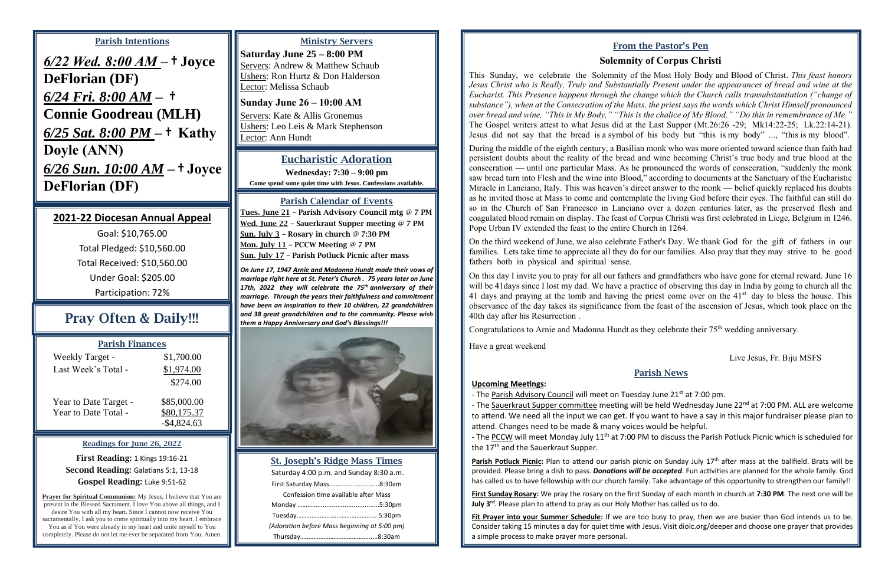## Parish Intentions

***6/22 Wed. 8:00 AM* – † Joyce DeFlorian (DF)**

***6/24 Fri. 8:00 AM* – † Connie Goodreau (MLH)**

***6/25 Sat. 8:00 PM* – † Kathy Doyle (ANN)**

***6/26 Sun. 10:00 AM* – † Joyce DeFlorian (DF)**

## 2021-22 Diocesan Annual Appeal

Goal: $10,765.00

Total Pledged: $10,560.00

Total Received: $10,560.00

Under Goal: $205.00

Participation: 72%

## Pray Often & Daily!!!

## Parish Finances

| | |
|---|---|
| Weekly Target - | $1,700.00 |
| Last Week's Total - | $1,974.00 |
| | $274.00 |
| Year to Date Target - | $85,000.00 |
| Year to Date Total - | $80,175.37 |
| | -$4,824.63 |

## Readings for June 26, 2022

**First Reading:** 1 Kings 19:16-21

**Second Reading:** Galatians 5:1, 13-18

**Gospel Reading:** Luke 9:51-62

**Prayer for Spiritual Communion:** My Jesus, I believe that You are present in the Blessed Sacrament. I love You above all things, and I desire You with all my heart. Since I cannot now receive You sacramentally, I ask you to come spiritually into my heart. I embrace You as if You were already in my heart and unite myself to You completely. Please do not let me ever be separated from You. Amen.

## Ministry Servers

**Saturday June 25 – 8:00 PM**

Servers: Andrew & Matthew Schaub

Ushers: Ron Hurtz & Don Halderson

Lector: Melissa Schaub

**Sunday June 26 – 10:00 AM**

Servers: Kate & Allis Gronemus

Ushers: Leo Leis & Mark Stephenson

Lector: Ann Hundt

## Eucharistic Adoration

**Wednesday: 7:30 – 9:00 pm**

**Come spend some quiet time with Jesus. Confessions available.**

## Parish Calendar of Events

**Tues. June 21 – Parish Advisory Council mtg @ 7 PM**

**Wed. June 22 – Sauerkraut Supper meeting @ 7 PM**

**Sun. July 3 – Rosary in church @ 7:30 PM**

**Mon. July 11 – PCCW Meeting @ 7 PM**

**Sun. July 17 – Parish Potluck Picnic after mass**

***On June 17, 1947 Arnie and Madonna Hundt made their vows of marriage right here at St. Peter's Church . 75 years later on June 17th, 2022 they will celebrate the 75th anniversary of their marriage. Through the years their faithfulness and commitment have been an inspiration to their 10 children, 22 grandchildren and 38 great grandchildren and to the community. Please wish them a Happy Anniversary and God's Blessings!!!***

## St. Joseph's Ridge Mass Times

Saturday 4:00 p.m. and Sunday 8:30 a.m.

First Saturday Mass..............................8:30am

Confession time available after Mass

Monday ..............................................5:30pm

Tuesday............................................... 5:30pm

*(Adoration before Mass beginning at 5:00 pm)*

Thursday.............................................8:30am

## From the Pastor's Pen

### Solemnity of Corpus Christi

This Sunday, we celebrate the Solemnity of the Most Holy Body and Blood of Christ. *This feast honors Jesus Christ who is Really, Truly and Substantially Present under the appearances of bread and wine at the Eucharist. This Presence happens through the change which the Church calls transubstantiation ("change of substance"), when at the Consecration of the Mass, the priest says the words which Christ Himself pronounced over bread and wine, "This is My Body," "This is the chalice of My Blood," "Do this in remembrance of Me."* The Gospel writers attest to what Jesus did at the Last Supper (Mt.26:26 -29; Mk14:22-25; Lk.22:14-21). Jesus did not say that the bread is a symbol of his body but "this is my body" ..., "this is my blood".

During the middle of the eighth century, a Basilian monk who was more oriented toward science than faith had persistent doubts about the reality of the bread and wine becoming Christ's true body and true blood at the consecration — until one particular Mass. As he pronounced the words of consecration, "suddenly the monk saw bread turn into Flesh and the wine into Blood," according to documents at the Sanctuary of the Eucharistic Miracle in Lanciano, Italy. This was heaven's direct answer to the monk — belief quickly replaced his doubts as he invited those at Mass to come and contemplate the living God before their eyes. The faithful can still do so in the Church of San Francesco in Lanciano over a dozen centuries later, as the preserved flesh and coagulated blood remain on display. The feast of Corpus Christi was first celebrated in Liege, Belgium in 1246. Pope Urban IV extended the feast to the entire Church in 1264.

On the third weekend of June, we also celebrate Father's Day. We thank God for the gift of fathers in our families. Lets take time to appreciate all they do for our families. Also pray that they may strive to be good fathers both in physical and spiritual sense.

On this day I invite you to pray for all our fathers and grandfathers who have gone for eternal reward. June 16 will be 41days since I lost my dad. We have a practice of observing this day in India by going to church all the 41 days and praying at the tomb and having the priest come over on the 41st day to bless the house. This observance of the day takes its significance from the feast of the ascension of Jesus, which took place on the 40th day after his Resurrection .

Congratulations to Arnie and Madonna Hundt as they celebrate their 75th wedding anniversary.

Have a great weekend

Live Jesus, Fr. Biju MSFS

## Parish News

**Upcoming Meetings:**

- The Parish Advisory Council will meet on Tuesday June 21st at 7:00 pm.
- The Sauerkraut Supper committee meeting will be held Wednesday June 22nd at 7:00 PM. ALL are welcome to attend. We need all the input we can get. If you want to have a say in this major fundraiser please plan to attend. Changes need to be made & many voices would be helpful.
- The PCCW will meet Monday July 11th at 7:00 PM to discuss the Parish Potluck Picnic which is scheduled for the 17th and the Sauerkraut Supper.

**Parish Potluck Picnic:** Plan to attend our parish picnic on Sunday July 17th after mass at the ballfield. Brats will be provided. Please bring a dish to pass. ***Donations will be accepted***. Fun activities are planned for the whole family. God has called us to have fellowship with our church family. Take advantage of this opportunity to strengthen our family!!

**First Sunday Rosary:** We pray the rosary on the first Sunday of each month in church at **7:30 PM**. The next one will be **July 3rd**. Please plan to attend to pray as our Holy Mother has called us to do.

**Fit Prayer into your Summer Schedule:** If we are too busy to pray, then we are busier than God intends us to be. Consider taking 15 minutes a day for quiet time with Jesus. Visit diolc.org/deeper and choose one prayer that provides a simple process to make prayer more personal.